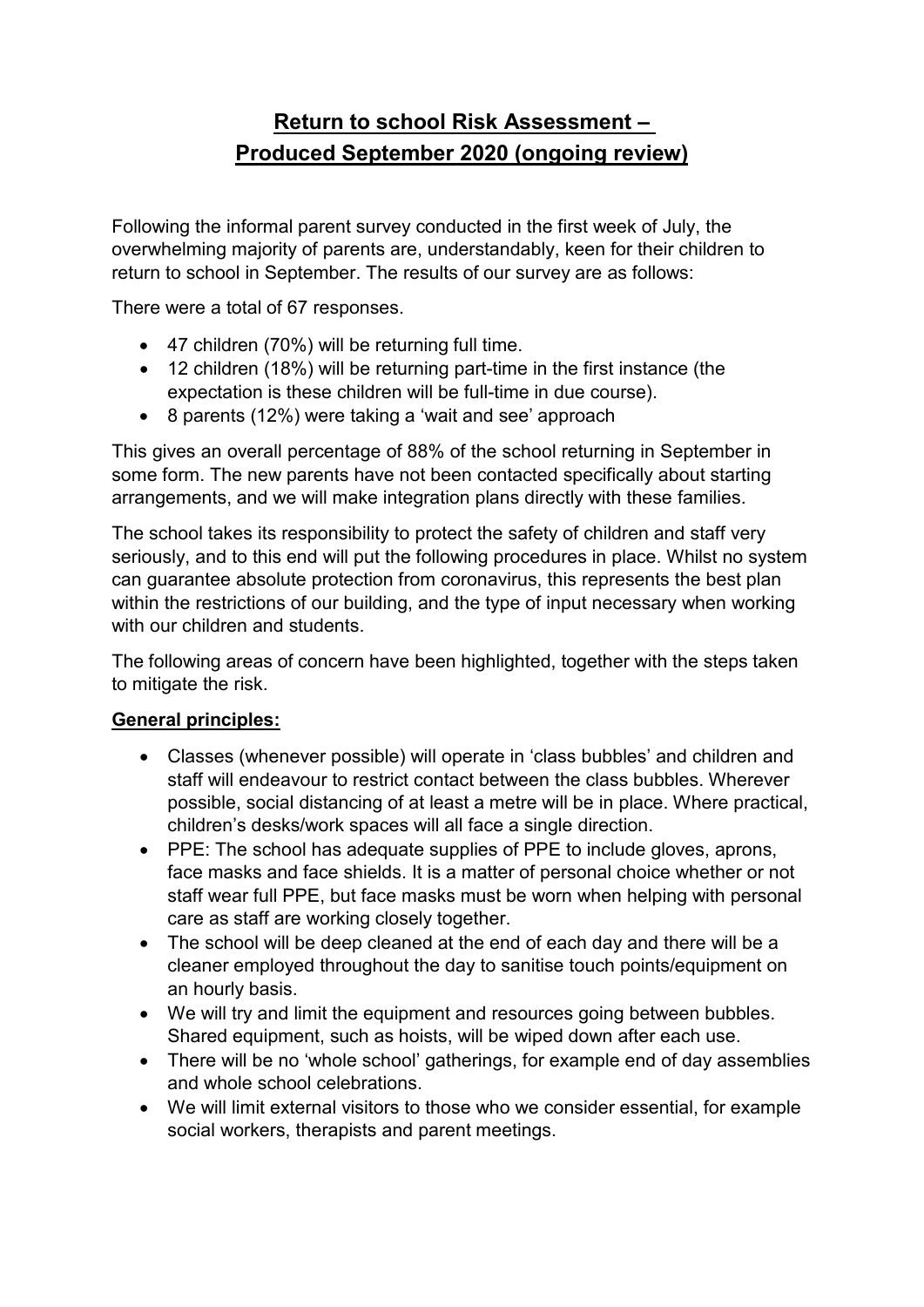# Return to school Risk Assessment – Produced September 2020 (ongoing review)

Following the informal parent survey conducted in the first week of July, the overwhelming majority of parents are, understandably, keen for their children to return to school in September. The results of our survey are as follows:

There were a total of 67 responses.

- 47 children (70%) will be returning full time.
- 12 children (18%) will be returning part-time in the first instance (the expectation is these children will be full-time in due course).
- 8 parents (12%) were taking a 'wait and see' approach

This gives an overall percentage of 88% of the school returning in September in some form. The new parents have not been contacted specifically about starting arrangements, and we will make integration plans directly with these families.

The school takes its responsibility to protect the safety of children and staff very seriously, and to this end will put the following procedures in place. Whilst no system can guarantee absolute protection from coronavirus, this represents the best plan within the restrictions of our building, and the type of input necessary when working with our children and students.

The following areas of concern have been highlighted, together with the steps taken to mitigate the risk.

**General principles:**

- Classes (whenever possible) will operate in 'class bubbles' and children and staff will endeavour to restrict contact between the class bubbles. Wherever possible, social distancing of at least a metre will be in place. Where practical, children's desks/work spaces will all face a single direction.
- PPE: The school has adequate supplies of PPE to include gloves, aprons, face masks and face shields. It is a matter of personal choice whether or not staff wear full PPE, but face masks must be worn when helping with personal care as staff are working closely together.
- The school will be deep cleaned at the end of each day and there will be a cleaner employed throughout the day to sanitise touch points/equipment on an hourly basis.
- We will try and limit the equipment and resources going between bubbles. Shared equipment, such as hoists, will be wiped down after each use.
- There will be no 'whole school' gatherings, for example end of day assemblies and whole school celebrations.
- We will limit external visitors to those who we consider essential, for example social workers, therapists and parent meetings.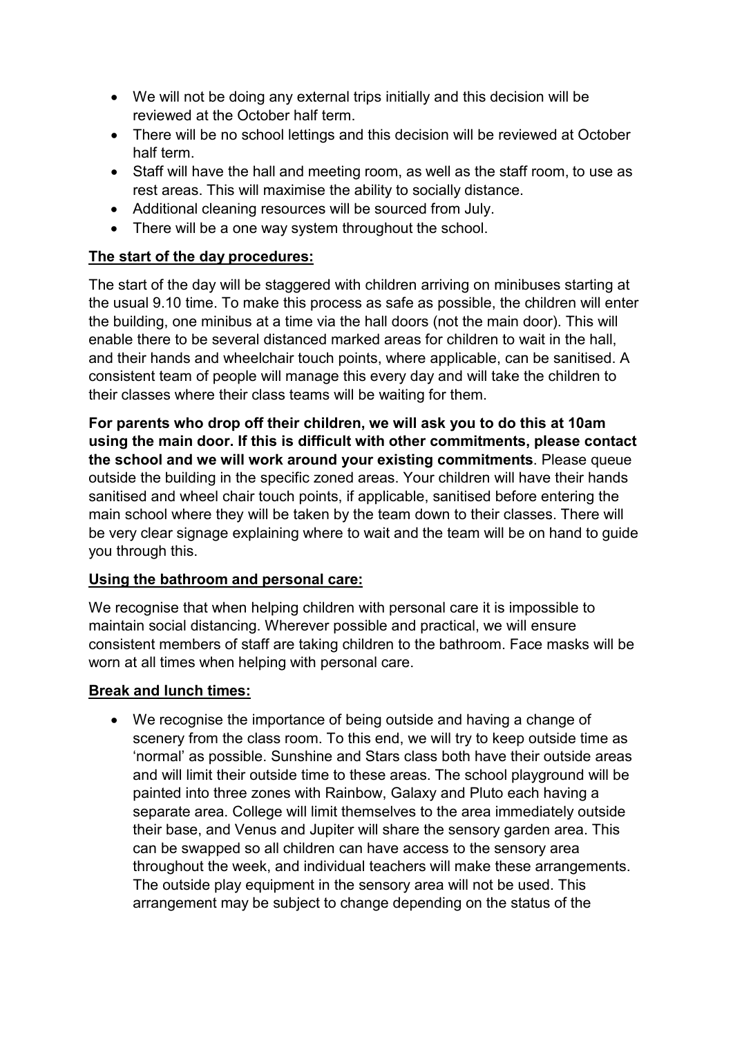- We will not be doing any external trips initially and this decision will be reviewed at the October half term.
- There will be no school lettings and this decision will be reviewed at October half term.
- Staff will have the hall and meeting room, as well as the staff room, to use as rest areas. This will maximise the ability to socially distance.
- Additional cleaning resources will be sourced from July.
- There will be a one way system throughout the school.

**The start of the day procedures:**

The start of the day will be staggered with children arriving on minibuses starting at the usual 9.10 time. To make this process as safe as possible, the children will enter the building, one minibus at a time via the hall doors (not the main door). This will enable there to be several distanced marked areas for children to wait in the hall, and their hands and wheelchair touch points, where applicable, can be sanitised. A consistent team of people will manage this every day and will take the children to their classes where their class teams will be waiting for them.

**For parents who drop off their children, we will ask you to do this at 10am using the main door. If this is difficult with other commitments, please contact the school and we will work around your existing commitments**. Please queue outside the building in the specific zoned areas. Your children will have their hands sanitised and wheel chair touch points, if applicable, sanitised before entering the main school where they will be taken by the team down to their classes. There will be very clear signage explaining where to wait and the team will be on hand to guide you through this.

**Using the bathroom and personal care:**

We recognise that when helping children with personal care it is impossible to maintain social distancing. Wherever possible and practical, we will ensure consistent members of staff are taking children to the bathroom. Face masks will be worn at all times when helping with personal care.

**Break and lunch times:**

- We recognise the importance of being outside and having a change of scenery from the class room. To this end, we will try to keep outside time as 'normal' as possible. Sunshine and Stars class both have their outside areas and will limit their outside time to these areas. The school playground will be painted into three zones with Rainbow, Galaxy and Pluto each having a separate area. College will limit themselves to the area immediately outside their base, and Venus and Jupiter will share the sensory garden area. This can be swapped so all children can have access to the sensory area throughout the week, and individual teachers will make these arrangements. The outside play equipment in the sensory area will not be used. This arrangement may be subject to change depending on the status of the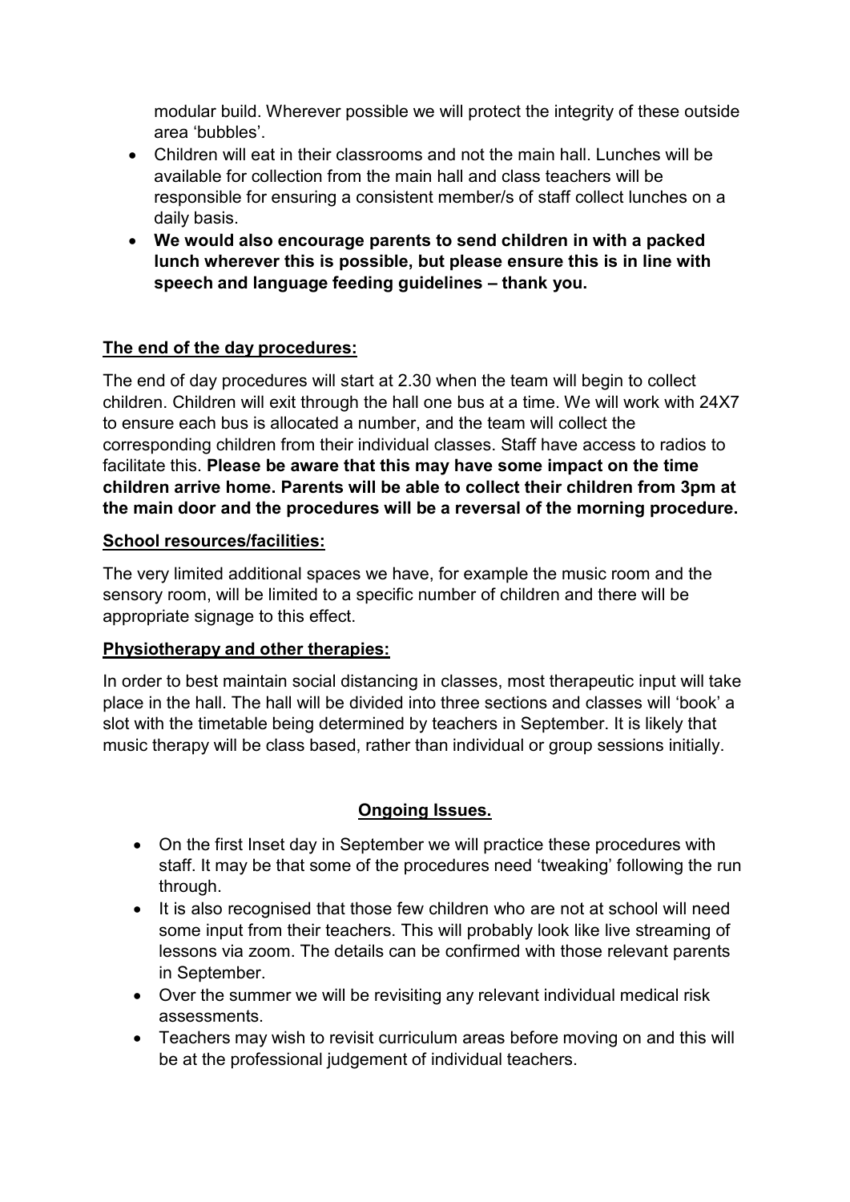modular build. Wherever possible we will protect the integrity of these outside area 'bubbles'.

- Children will eat in their classrooms and not the main hall. Lunches will be available for collection from the main hall and class teachers will be responsible for ensuring a consistent member/s of staff collect lunches on a daily basis.
- **We would also encourage parents to send children in with a packed lunch wherever this is possible, but please ensure this is in line with speech and language feeding guidelines – thank you.**

**<u>The end of the day procedures:</u>**

The end of day procedures will start at 2.30 when the team will begin to collect children. Children will exit through the hall one bus at a time. We will work with 24X7 to ensure each bus is allocated a number, and the team will collect the corresponding children from their individual classes. Staff have access to radios to facilitate this. **Please be aware that this may have some impact on the time children arrive home. Parents will be able to collect their children from 3pm at the main door and the procedures will be a reversal of the morning procedure.**

**<u>School resources/facilities:</u>**

The very limited additional spaces we have, for example the music room and the sensory room, will be limited to a specific number of children and there will be appropriate signage to this effect.

**<u>Physiotherapy and other therapies:</u>**

In order to best maintain social distancing in classes, most therapeutic input will take place in the hall. The hall will be divided into three sections and classes will 'book' a slot with the timetable being determined by teachers in September. It is likely that music therapy will be class based, rather than individual or group sessions initially.

## <u>Ongoing Issues.</u>

- On the first Inset day in September we will practice these procedures with staff. It may be that some of the procedures need 'tweaking' following the run through.
- It is also recognised that those few children who are not at school will need some input from their teachers. This will probably look like live streaming of lessons via zoom. The details can be confirmed with those relevant parents in September.
- Over the summer we will be revisiting any relevant individual medical risk assessments.
- Teachers may wish to revisit curriculum areas before moving on and this will be at the professional judgement of individual teachers.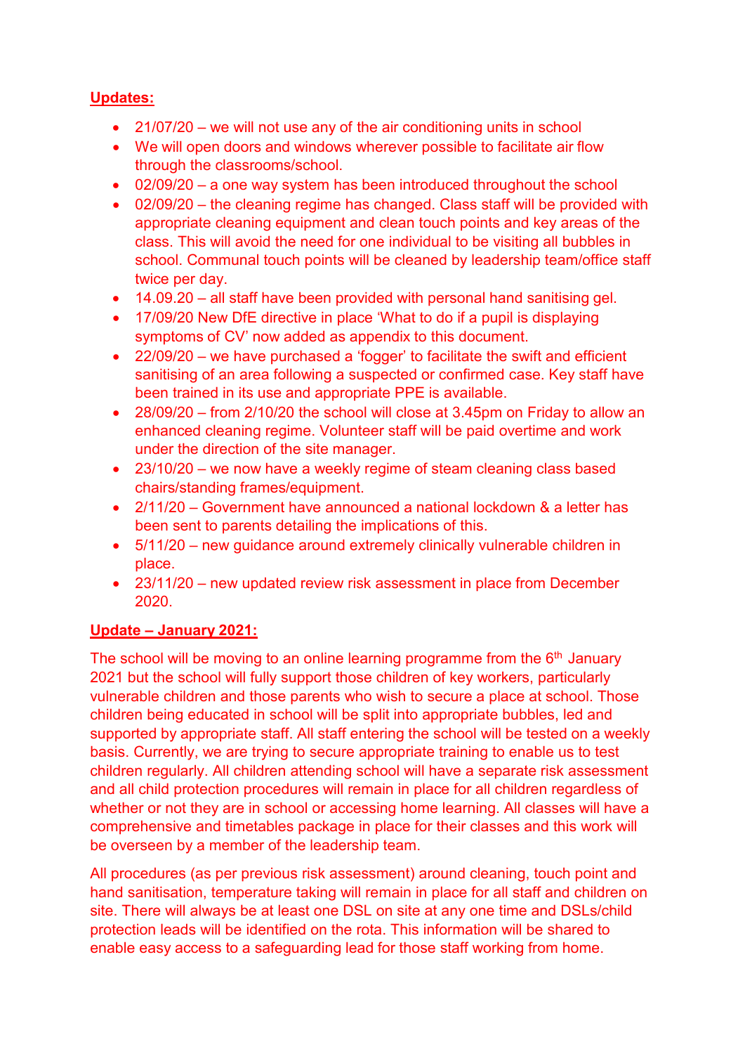**Updates:**

- 21/07/20 – we will not use any of the air conditioning units in school
- We will open doors and windows wherever possible to facilitate air flow through the classrooms/school.
- 02/09/20 – a one way system has been introduced throughout the school
- 02/09/20 – the cleaning regime has changed. Class staff will be provided with appropriate cleaning equipment and clean touch points and key areas of the class. This will avoid the need for one individual to be visiting all bubbles in school. Communal touch points will be cleaned by leadership team/office staff twice per day.
- 14.09.20 – all staff have been provided with personal hand sanitising gel.
- 17/09/20 New DfE directive in place 'What to do if a pupil is displaying symptoms of CV' now added as appendix to this document.
- 22/09/20 – we have purchased a 'fogger' to facilitate the swift and efficient sanitising of an area following a suspected or confirmed case. Key staff have been trained in its use and appropriate PPE is available.
- 28/09/20 – from 2/10/20 the school will close at 3.45pm on Friday to allow an enhanced cleaning regime. Volunteer staff will be paid overtime and work under the direction of the site manager.
- 23/10/20 – we now have a weekly regime of steam cleaning class based chairs/standing frames/equipment.
- 2/11/20 – Government have announced a national lockdown & a letter has been sent to parents detailing the implications of this.
- 5/11/20 – new guidance around extremely clinically vulnerable children in place.
- 23/11/20 – new updated review risk assessment in place from December 2020.

**Update – January 2021:**

The school will be moving to an online learning programme from the 6th January 2021 but the school will fully support those children of key workers, particularly vulnerable children and those parents who wish to secure a place at school. Those children being educated in school will be split into appropriate bubbles, led and supported by appropriate staff. All staff entering the school will be tested on a weekly basis. Currently, we are trying to secure appropriate training to enable us to test children regularly. All children attending school will have a separate risk assessment and all child protection procedures will remain in place for all children regardless of whether or not they are in school or accessing home learning. All classes will have a comprehensive and timetables package in place for their classes and this work will be overseen by a member of the leadership team.

All procedures (as per previous risk assessment) around cleaning, touch point and hand sanitisation, temperature taking will remain in place for all staff and children on site. There will always be at least one DSL on site at any one time and DSLs/child protection leads will be identified on the rota. This information will be shared to enable easy access to a safeguarding lead for those staff working from home.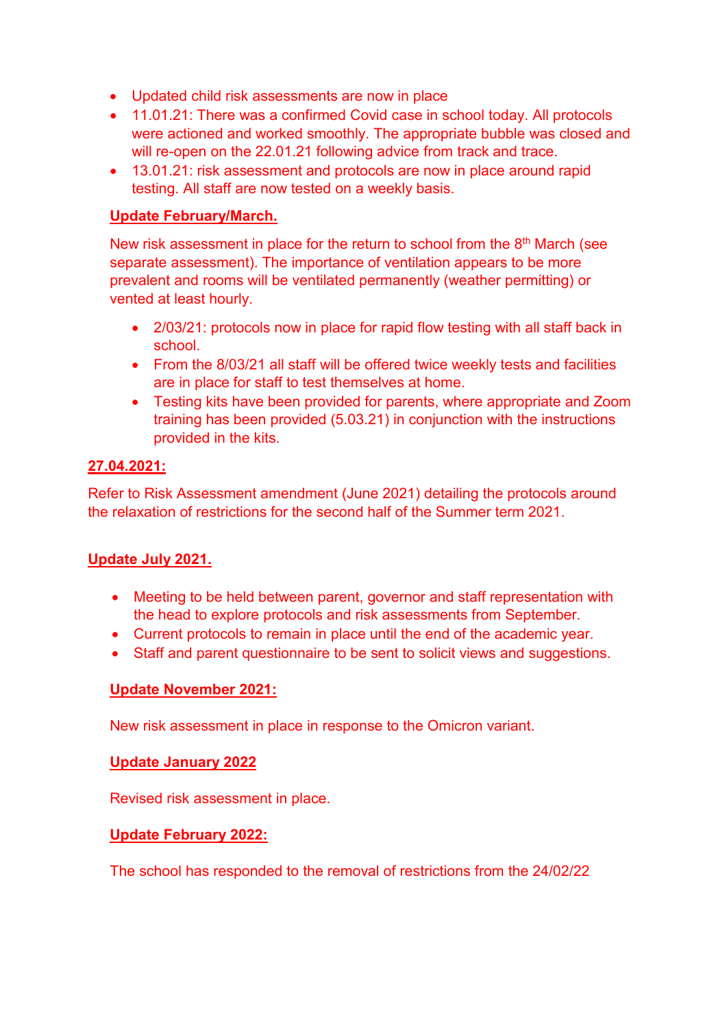- Updated child risk assessments are now in place
- 11.01.21: There was a confirmed Covid case in school today. All protocols were actioned and worked smoothly. The appropriate bubble was closed and will re-open on the 22.01.21 following advice from track and trace.
- 13.01.21: risk assessment and protocols are now in place around rapid testing. All staff are now tested on a weekly basis.

**Update February/March.**

New risk assessment in place for the return to school from the 8th March (see separate assessment). The importance of ventilation appears to be more prevalent and rooms will be ventilated permanently (weather permitting) or vented at least hourly.

- 2/03/21: protocols now in place for rapid flow testing with all staff back in school.
- From the 8/03/21 all staff will be offered twice weekly tests and facilities are in place for staff to test themselves at home.
- Testing kits have been provided for parents, where appropriate and Zoom training has been provided (5.03.21) in conjunction with the instructions provided in the kits.

**27.04.2021:**

Refer to Risk Assessment amendment (June 2021) detailing the protocols around the relaxation of restrictions for the second half of the Summer term 2021.

**Update July 2021.**

- Meeting to be held between parent, governor and staff representation with the head to explore protocols and risk assessments from September.
- Current protocols to remain in place until the end of the academic year.
- Staff and parent questionnaire to be sent to solicit views and suggestions.

**Update November 2021:**

New risk assessment in place in response to the Omicron variant.

**Update January 2022**

Revised risk assessment in place.

**Update February 2022:**

The school has responded to the removal of restrictions from the 24/02/22